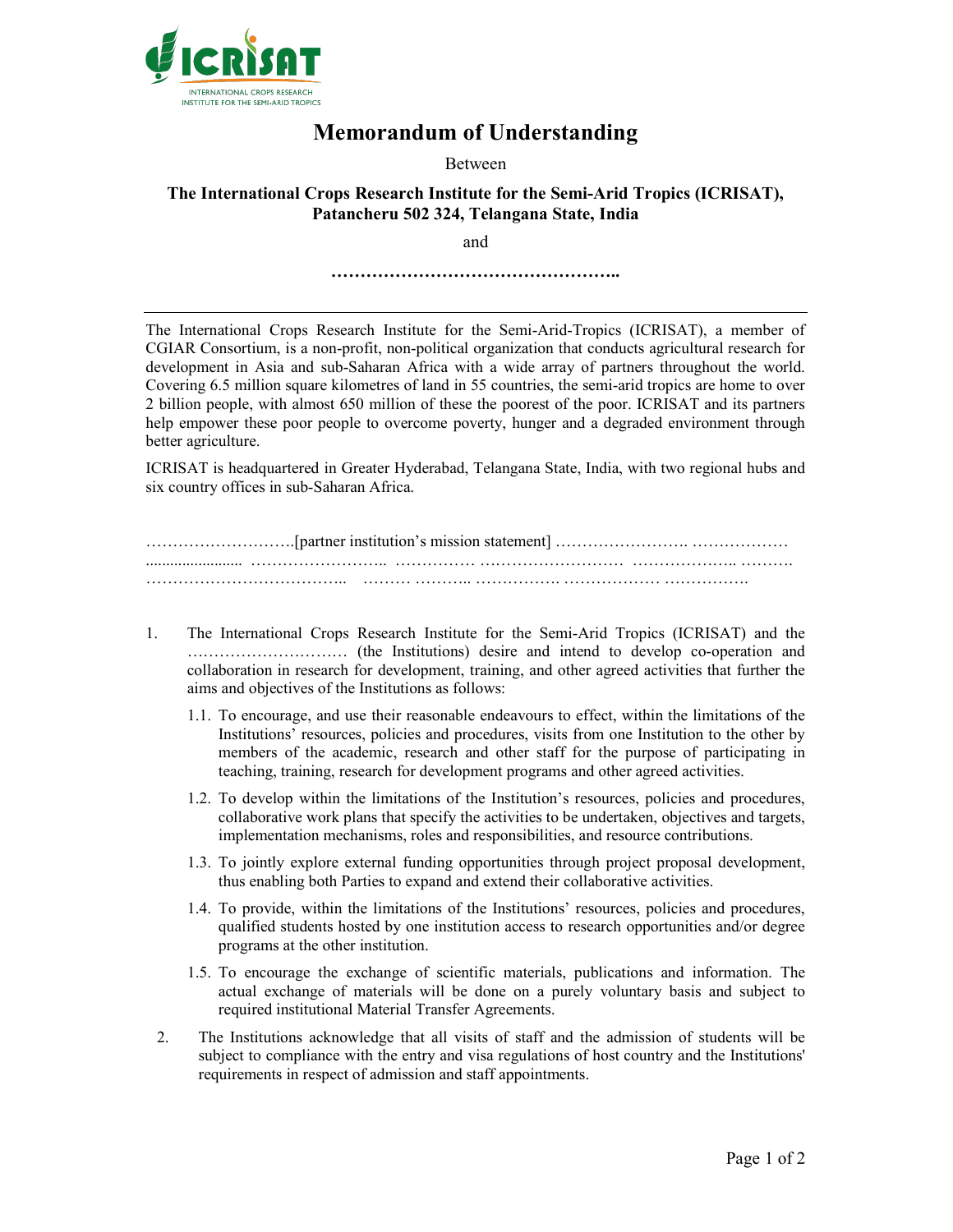ICRISAT
INTERNATIONAL CROPS RESEARCH INSTITUTE FOR THE SEMI-ARID TROPICS

# Memorandum of Understanding

Between

**The International Crops Research Institute for the Semi-Arid Tropics (ICRISAT), Patancheru 502 324, Telangana State, India**

and

**…………………………………………..**

---

The International Crops Research Institute for the Semi-Arid-Tropics (ICRISAT), a member of CGIAR Consortium, is a non-profit, non-political organization that conducts agricultural research for development in Asia and sub-Saharan Africa with a wide array of partners throughout the world. Covering 6.5 million square kilometres of land in 55 countries, the semi-arid tropics are home to over 2 billion people, with almost 650 million of these the poorest of the poor. ICRISAT and its partners help empower these poor people to overcome poverty, hunger and a degraded environment through better agriculture.

ICRISAT is headquartered in Greater Hyderabad, Telangana State, India, with two regional hubs and six country offices in sub-Saharan Africa.

……………………….[partner institution's mission statement] ……………………. ……………… ........................ …………………….. …………… …………………….. ……………….. ………. ……………………………….. ……… ……….. ……………. ……………… …………….

1. The International Crops Research Institute for the Semi-Arid Tropics (ICRISAT) and the ………………………… (the Institutions) desire and intend to develop co-operation and collaboration in research for development, training, and other agreed activities that further the aims and objectives of the Institutions as follows:

   1.1. To encourage, and use their reasonable endeavours to effect, within the limitations of the Institutions' resources, policies and procedures, visits from one Institution to the other by members of the academic, research and other staff for the purpose of participating in teaching, training, research for development programs and other agreed activities.

   1.2. To develop within the limitations of the Institution's resources, policies and procedures, collaborative work plans that specify the activities to be undertaken, objectives and targets, implementation mechanisms, roles and responsibilities, and resource contributions.

   1.3. To jointly explore external funding opportunities through project proposal development, thus enabling both Parties to expand and extend their collaborative activities.

   1.4. To provide, within the limitations of the Institutions' resources, policies and procedures, qualified students hosted by one institution access to research opportunities and/or degree programs at the other institution.

   1.5. To encourage the exchange of scientific materials, publications and information. The actual exchange of materials will be done on a purely voluntary basis and subject to required institutional Material Transfer Agreements.

2. The Institutions acknowledge that all visits of staff and the admission of students will be subject to compliance with the entry and visa regulations of host country and the Institutions' requirements in respect of admission and staff appointments.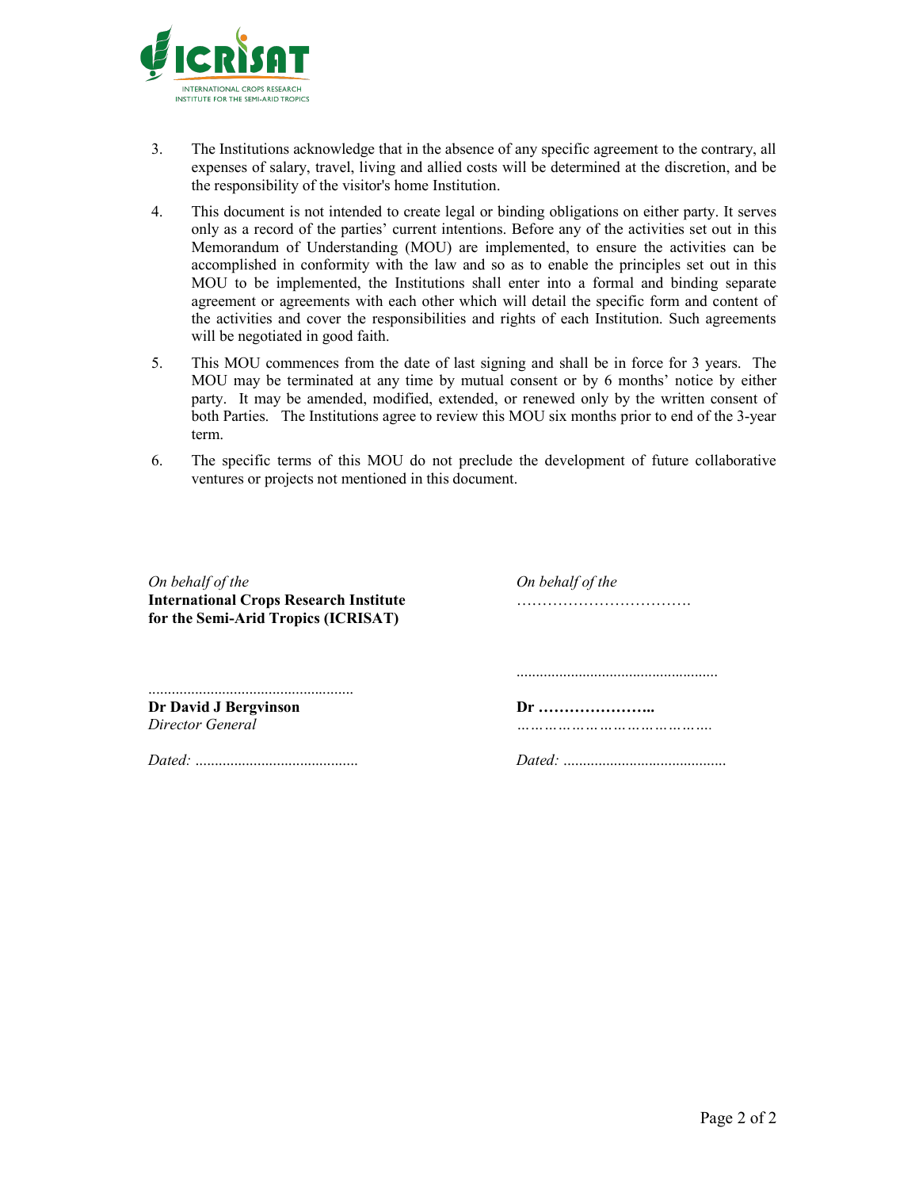3. The Institutions acknowledge that in the absence of any specific agreement to the contrary, all expenses of salary, travel, living and allied costs will be determined at the discretion, and be the responsibility of the visitor's home Institution.

4. This document is not intended to create legal or binding obligations on either party. It serves only as a record of the parties' current intentions. Before any of the activities set out in this Memorandum of Understanding (MOU) are implemented, to ensure the activities can be accomplished in conformity with the law and so as to enable the principles set out in this MOU to be implemented, the Institutions shall enter into a formal and binding separate agreement or agreements with each other which will detail the specific form and content of the activities and cover the responsibilities and rights of each Institution. Such agreements will be negotiated in good faith.

5. This MOU commences from the date of last signing and shall be in force for 3 years. The MOU may be terminated at any time by mutual consent or by 6 months' notice by either party. It may be amended, modified, extended, or renewed only by the written consent of both Parties. The Institutions agree to review this MOU six months prior to end of the 3-year term.

6. The specific terms of this MOU do not preclude the development of future collaborative ventures or projects not mentioned in this document.

| | |
|---|---|
| *On behalf of the* **International Crops Research Institute for the Semi-Arid Tropics (ICRISAT)** | *On behalf of the* ……………………………. |
| ..................................................... | ..................................................... |
| **Dr David J Bergvinson** | **Dr …………………..** |
| *Director General* | *………………………………….* |
| *Dated:* .......................................... | *Dated:* .......................................... |